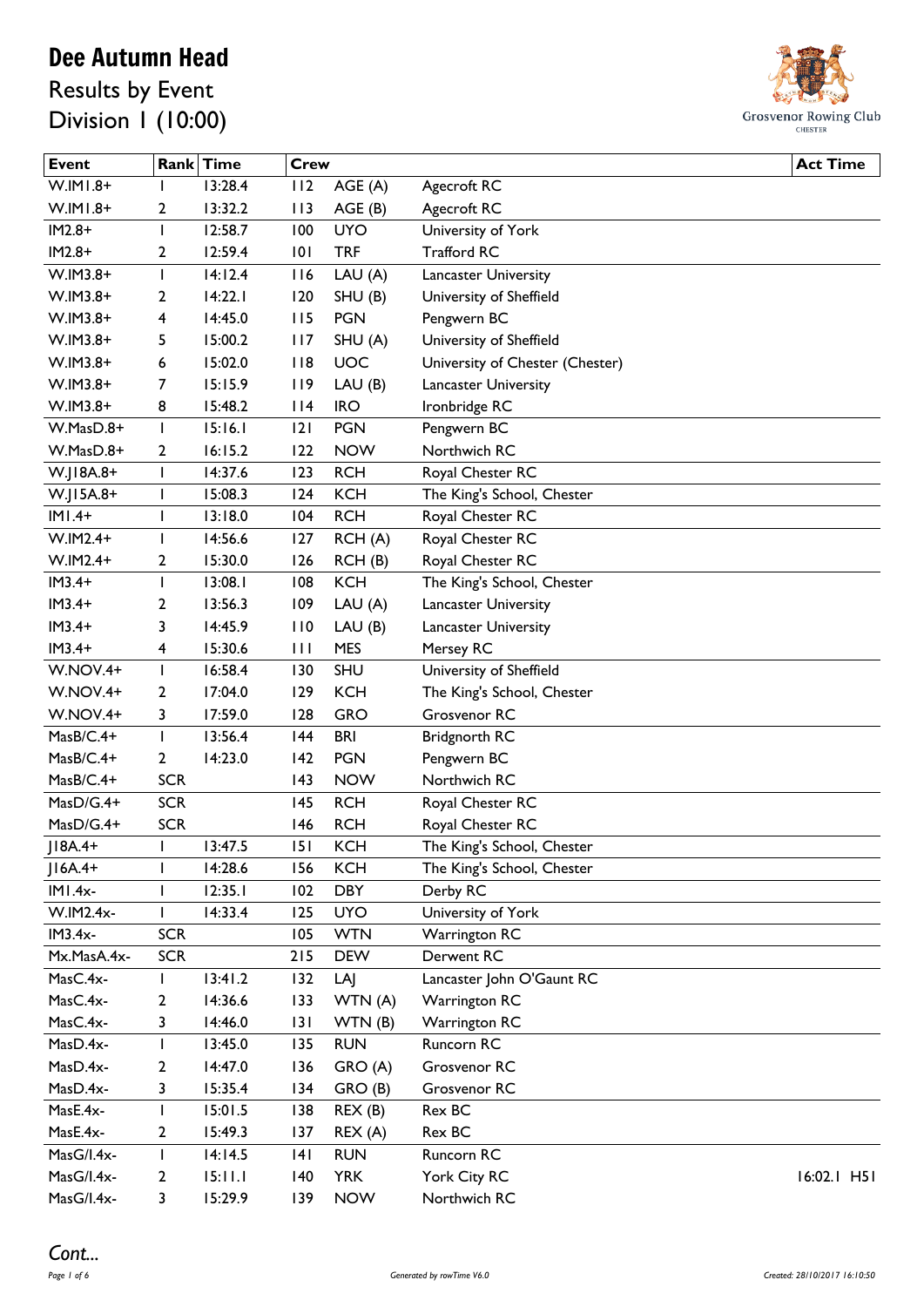# Dee Autumn Head

## Results by Event

## Division 1 (10:00)

Grosvenor Rowing Club
CHESTER

| Event | Rank | Time | Crew | | | Act Time |
|---|---|---|---|---|---|---|
| W.IM1.8+ | 1 | 13:28.4 | 112 | AGE (A) | Agecroft RC | |
| W.IM1.8+ | 2 | 13:32.2 | 113 | AGE (B) | Agecroft RC | |
| IM2.8+ | 1 | 12:58.7 | 100 | UYO | University of York | |
| IM2.8+ | 2 | 12:59.4 | 101 | TRF | Trafford RC | |
| W.IM3.8+ | 1 | 14:12.4 | 116 | LAU (A) | Lancaster University | |
| W.IM3.8+ | 2 | 14:22.1 | 120 | SHU (B) | University of Sheffield | |
| W.IM3.8+ | 4 | 14:45.0 | 115 | PGN | Pengwern BC | |
| W.IM3.8+ | 5 | 15:00.2 | 117 | SHU (A) | University of Sheffield | |
| W.IM3.8+ | 6 | 15:02.0 | 118 | UOC | University of Chester (Chester) | |
| W.IM3.8+ | 7 | 15:15.9 | 119 | LAU (B) | Lancaster University | |
| W.IM3.8+ | 8 | 15:48.2 | 114 | IRO | Ironbridge RC | |
| W.MasD.8+ | 1 | 15:16.1 | 121 | PGN | Pengwern BC | |
| W.MasD.8+ | 2 | 16:15.2 | 122 | NOW | Northwich RC | |
| W.J18A.8+ | 1 | 14:37.6 | 123 | RCH | Royal Chester RC | |
| W.J15A.8+ | 1 | 15:08.3 | 124 | KCH | The King's School, Chester | |
| IM1.4+ | 1 | 13:18.0 | 104 | RCH | Royal Chester RC | |
| W.IM2.4+ | 1 | 14:56.6 | 127 | RCH (A) | Royal Chester RC | |
| W.IM2.4+ | 2 | 15:30.0 | 126 | RCH (B) | Royal Chester RC | |
| IM3.4+ | 1 | 13:08.1 | 108 | KCH | The King's School, Chester | |
| IM3.4+ | 2 | 13:56.3 | 109 | LAU (A) | Lancaster University | |
| IM3.4+ | 3 | 14:45.9 | 110 | LAU (B) | Lancaster University | |
| IM3.4+ | 4 | 15:30.6 | 111 | MES | Mersey RC | |
| W.NOV.4+ | 1 | 16:58.4 | 130 | SHU | University of Sheffield | |
| W.NOV.4+ | 2 | 17:04.0 | 129 | KCH | The King's School, Chester | |
| W.NOV.4+ | 3 | 17:59.0 | 128 | GRO | Grosvenor RC | |
| MasB/C.4+ | 1 | 13:56.4 | 144 | BRI | Bridgnorth RC | |
| MasB/C.4+ | 2 | 14:23.0 | 142 | PGN | Pengwern BC | |
| MasB/C.4+ | SCR | | 143 | NOW | Northwich RC | |
| MasD/G.4+ | SCR | | 145 | RCH | Royal Chester RC | |
| MasD/G.4+ | SCR | | 146 | RCH | Royal Chester RC | |
| J18A.4+ | 1 | 13:47.5 | 151 | KCH | The King's School, Chester | |
| J16A.4+ | 1 | 14:28.6 | 156 | KCH | The King's School, Chester | |
| IM1.4x- | 1 | 12:35.1 | 102 | DBY | Derby RC | |
| W.IM2.4x- | 1 | 14:33.4 | 125 | UYO | University of York | |
| IM3.4x- | SCR | | 105 | WTN | Warrington RC | |
| Mx.MasA.4x- | SCR | | 215 | DEW | Derwent RC | |
| MasC.4x- | 1 | 13:41.2 | 132 | LAJ | Lancaster John O'Gaunt RC | |
| MasC.4x- | 2 | 14:36.6 | 133 | WTN (A) | Warrington RC | |
| MasC.4x- | 3 | 14:46.0 | 131 | WTN (B) | Warrington RC | |
| MasD.4x- | 1 | 13:45.0 | 135 | RUN | Runcorn RC | |
| MasD.4x- | 2 | 14:47.0 | 136 | GRO (A) | Grosvenor RC | |
| MasD.4x- | 3 | 15:35.4 | 134 | GRO (B) | Grosvenor RC | |
| MasE.4x- | 1 | 15:01.5 | 138 | REX (B) | Rex BC | |
| MasE.4x- | 2 | 15:49.3 | 137 | REX (A) | Rex BC | |
| MasG/I.4x- | 1 | 14:14.5 | 141 | RUN | Runcorn RC | |
| MasG/I.4x- | 2 | 15:11.1 | 140 | YRK | York City RC | 16:02.1 H51 |
| MasG/I.4x- | 3 | 15:29.9 | 139 | NOW | Northwich RC | |

*Cont...*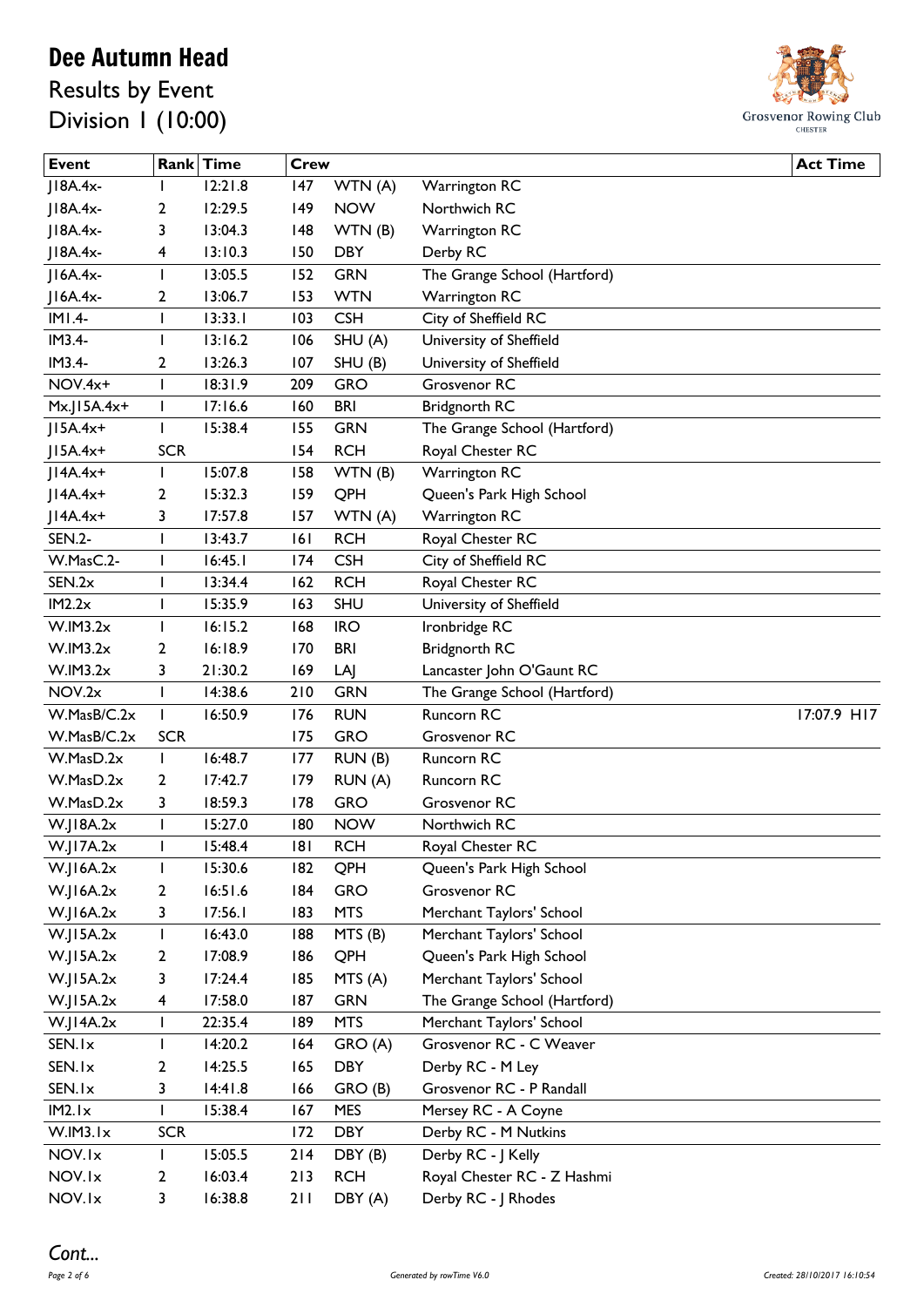# Dee Autumn Head

## Results by Event

## Division 1 (10:00)

| Event | Rank | Time | Crew | | | Act Time |
|---|---|---|---|---|---|---|
| J18A.4x- | 1 | 12:21.8 | 147 | WTN (A) | Warrington RC | |
| J18A.4x- | 2 | 12:29.5 | 149 | NOW | Northwich RC | |
| J18A.4x- | 3 | 13:04.3 | 148 | WTN (B) | Warrington RC | |
| J18A.4x- | 4 | 13:10.3 | 150 | DBY | Derby RC | |
| J16A.4x- | 1 | 13:05.5 | 152 | GRN | The Grange School (Hartford) | |
| J16A.4x- | 2 | 13:06.7 | 153 | WTN | Warrington RC | |
| IM1.4- | 1 | 13:33.1 | 103 | CSH | City of Sheffield RC | |
| IM3.4- | 1 | 13:16.2 | 106 | SHU (A) | University of Sheffield | |
| IM3.4- | 2 | 13:26.3 | 107 | SHU (B) | University of Sheffield | |
| NOV.4x+ | 1 | 18:31.9 | 209 | GRO | Grosvenor RC | |
| Mx.J15A.4x+ | 1 | 17:16.6 | 160 | BRI | Bridgnorth RC | |
| J15A.4x+ | 1 | 15:38.4 | 155 | GRN | The Grange School (Hartford) | |
| J15A.4x+ | SCR | | 154 | RCH | Royal Chester RC | |
| J14A.4x+ | 1 | 15:07.8 | 158 | WTN (B) | Warrington RC | |
| J14A.4x+ | 2 | 15:32.3 | 159 | QPH | Queen's Park High School | |
| J14A.4x+ | 3 | 17:57.8 | 157 | WTN (A) | Warrington RC | |
| SEN.2- | 1 | 13:43.7 | 161 | RCH | Royal Chester RC | |
| W.MasC.2- | 1 | 16:45.1 | 174 | CSH | City of Sheffield RC | |
| SEN.2x | 1 | 13:34.4 | 162 | RCH | Royal Chester RC | |
| IM2.2x | 1 | 15:35.9 | 163 | SHU | University of Sheffield | |
| W.IM3.2x | 1 | 16:15.2 | 168 | IRO | Ironbridge RC | |
| W.IM3.2x | 2 | 16:18.9 | 170 | BRI | Bridgnorth RC | |
| W.IM3.2x | 3 | 21:30.2 | 169 | LAJ | Lancaster John O'Gaunt RC | |
| NOV.2x | 1 | 14:38.6 | 210 | GRN | The Grange School (Hartford) | |
| W.MasB/C.2x | 1 | 16:50.9 | 176 | RUN | Runcorn RC | 17:07.9 H17 |
| W.MasB/C.2x | SCR | | 175 | GRO | Grosvenor RC | |
| W.MasD.2x | 1 | 16:48.7 | 177 | RUN (B) | Runcorn RC | |
| W.MasD.2x | 2 | 17:42.7 | 179 | RUN (A) | Runcorn RC | |
| W.MasD.2x | 3 | 18:59.3 | 178 | GRO | Grosvenor RC | |
| W.J18A.2x | 1 | 15:27.0 | 180 | NOW | Northwich RC | |
| W.J17A.2x | 1 | 15:48.4 | 181 | RCH | Royal Chester RC | |
| W.J16A.2x | 1 | 15:30.6 | 182 | QPH | Queen's Park High School | |
| W.J16A.2x | 2 | 16:51.6 | 184 | GRO | Grosvenor RC | |
| W.J16A.2x | 3 | 17:56.1 | 183 | MTS | Merchant Taylors' School | |
| W.J15A.2x | 1 | 16:43.0 | 188 | MTS (B) | Merchant Taylors' School | |
| W.J15A.2x | 2 | 17:08.9 | 186 | QPH | Queen's Park High School | |
| W.J15A.2x | 3 | 17:24.4 | 185 | MTS (A) | Merchant Taylors' School | |
| W.J15A.2x | 4 | 17:58.0 | 187 | GRN | The Grange School (Hartford) | |
| W.J14A.2x | 1 | 22:35.4 | 189 | MTS | Merchant Taylors' School | |
| SEN.1x | 1 | 14:20.2 | 164 | GRO (A) | Grosvenor RC - C Weaver | |
| SEN.1x | 2 | 14:25.5 | 165 | DBY | Derby RC - M Ley | |
| SEN.1x | 3 | 14:41.8 | 166 | GRO (B) | Grosvenor RC - P Randall | |
| IM2.1x | 1 | 15:38.4 | 167 | MES | Mersey RC - A Coyne | |
| W.IM3.1x | SCR | | 172 | DBY | Derby RC - M Nutkins | |
| NOV.1x | 1 | 15:05.5 | 214 | DBY (B) | Derby RC - J Kelly | |
| NOV.1x | 2 | 16:03.4 | 213 | RCH | Royal Chester RC - Z Hashmi | |
| NOV.1x | 3 | 16:38.8 | 211 | DBY (A) | Derby RC - J Rhodes | |

*Cont...*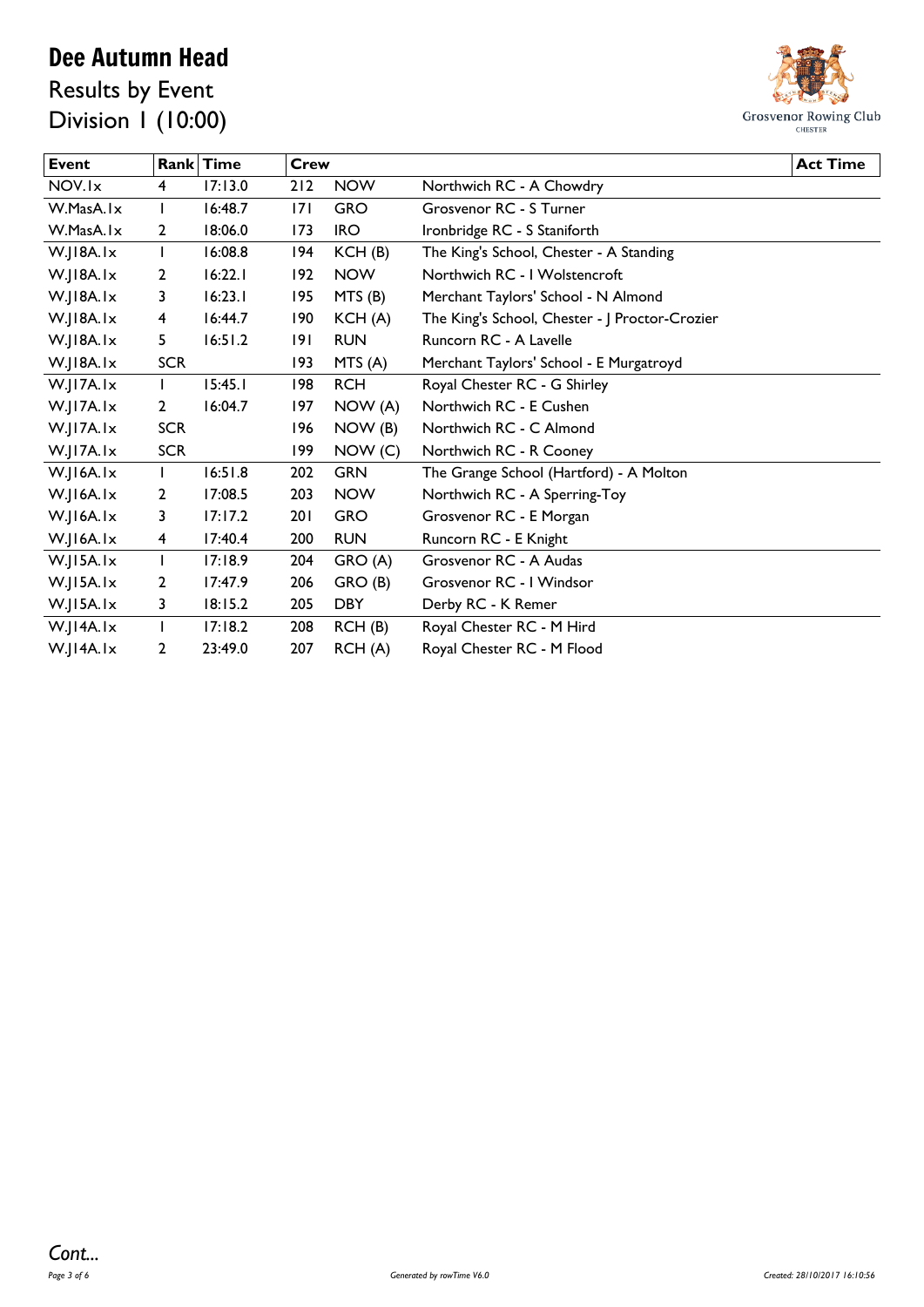# Dee Autumn Head

## Results by Event

## Division 1 (10:00)

| Event | Rank | Time | Crew | | | Act Time |
|---|---|---|---|---|---|---|
| NOV.1x | 4 | 17:13.0 | 212 | NOW | Northwich RC - A Chowdry | |
| W.MasA.1x | 1 | 16:48.7 | 171 | GRO | Grosvenor RC - S Turner | |
| W.MasA.1x | 2 | 18:06.0 | 173 | IRO | Ironbridge RC - S Staniforth | |
| W.J18A.1x | 1 | 16:08.8 | 194 | KCH (B) | The King's School, Chester - A Standing | |
| W.J18A.1x | 2 | 16:22.1 | 192 | NOW | Northwich RC - I Wolstencroft | |
| W.J18A.1x | 3 | 16:23.1 | 195 | MTS (B) | Merchant Taylors' School - N Almond | |
| W.J18A.1x | 4 | 16:44.7 | 190 | KCH (A) | The King's School, Chester - J Proctor-Crozier | |
| W.J18A.1x | 5 | 16:51.2 | 191 | RUN | Runcorn RC - A Lavelle | |
| W.J18A.1x | SCR | | 193 | MTS (A) | Merchant Taylors' School - E Murgatroyd | |
| W.J17A.1x | 1 | 15:45.1 | 198 | RCH | Royal Chester RC - G Shirley | |
| W.J17A.1x | 2 | 16:04.7 | 197 | NOW (A) | Northwich RC - E Cushen | |
| W.J17A.1x | SCR | | 196 | NOW (B) | Northwich RC - C Almond | |
| W.J17A.1x | SCR | | 199 | NOW (C) | Northwich RC - R Cooney | |
| W.J16A.1x | 1 | 16:51.8 | 202 | GRN | The Grange School (Hartford) - A Molton | |
| W.J16A.1x | 2 | 17:08.5 | 203 | NOW | Northwich RC - A Sperring-Toy | |
| W.J16A.1x | 3 | 17:17.2 | 201 | GRO | Grosvenor RC - E Morgan | |
| W.J16A.1x | 4 | 17:40.4 | 200 | RUN | Runcorn RC - E Knight | |
| W.J15A.1x | 1 | 17:18.9 | 204 | GRO (A) | Grosvenor RC - A Audas | |
| W.J15A.1x | 2 | 17:47.9 | 206 | GRO (B) | Grosvenor RC - I Windsor | |
| W.J15A.1x | 3 | 18:15.2 | 205 | DBY | Derby RC - K Remer | |
| W.J14A.1x | 1 | 17:18.2 | 208 | RCH (B) | Royal Chester RC - M Hird | |
| W.J14A.1x | 2 | 23:49.0 | 207 | RCH (A) | Royal Chester RC - M Flood | |

*Cont...*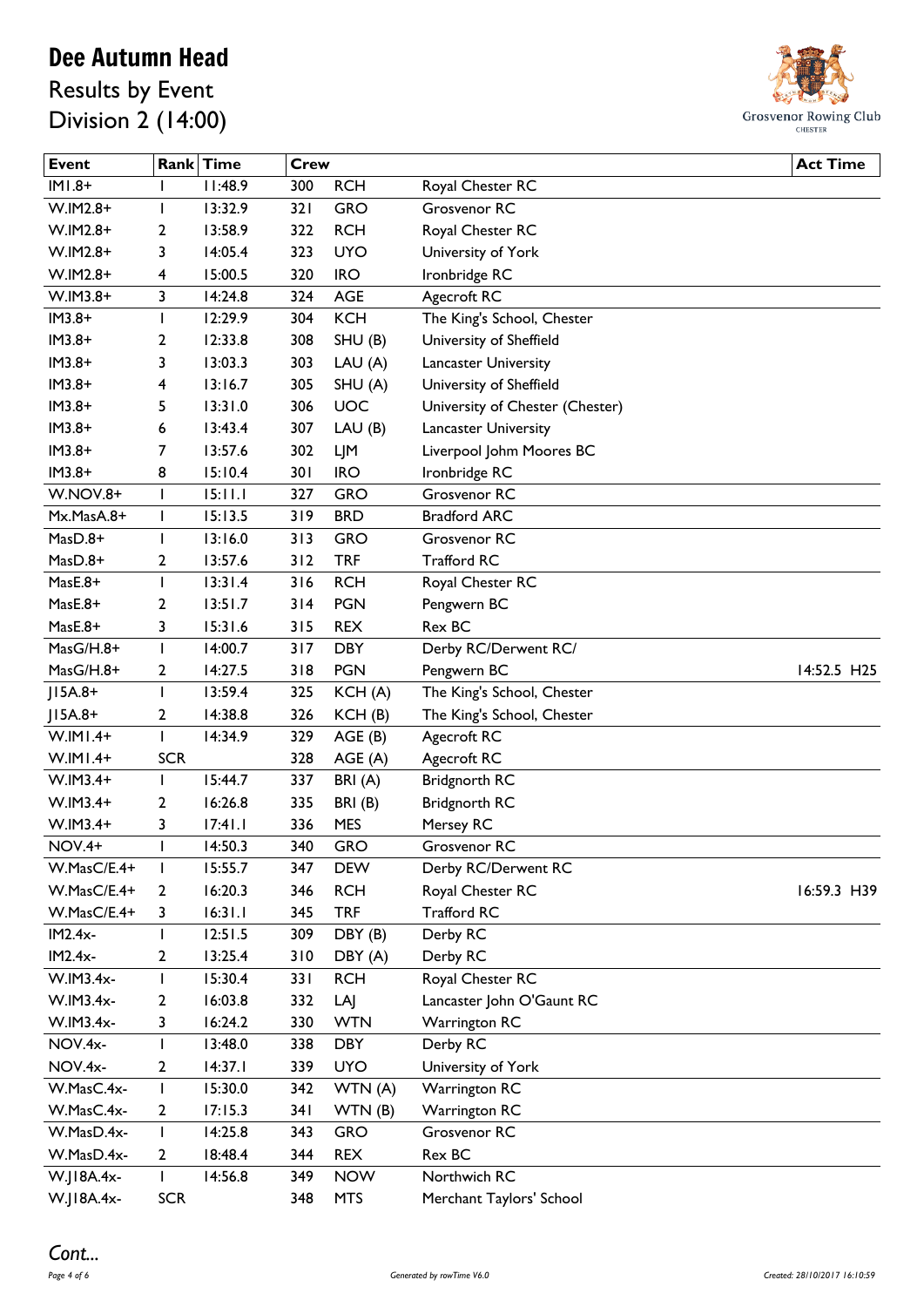# Dee Autumn Head

## Results by Event

## Division 2 (14:00)

Grosvenor Rowing Club
CHESTER

| Event | Rank | Time | Crew | | | Act Time |
|---|---|---|---|---|---|---|
| IM1.8+ | 1 | 11:48.9 | 300 | RCH | Royal Chester RC | |
| W.IM2.8+ | 1 | 13:32.9 | 321 | GRO | Grosvenor RC | |
| W.IM2.8+ | 2 | 13:58.9 | 322 | RCH | Royal Chester RC | |
| W.IM2.8+ | 3 | 14:05.4 | 323 | UYO | University of York | |
| W.IM2.8+ | 4 | 15:00.5 | 320 | IRO | Ironbridge RC | |
| W.IM3.8+ | 3 | 14:24.8 | 324 | AGE | Agecroft RC | |
| IM3.8+ | 1 | 12:29.9 | 304 | KCH | The King's School, Chester | |
| IM3.8+ | 2 | 12:33.8 | 308 | SHU (B) | University of Sheffield | |
| IM3.8+ | 3 | 13:03.3 | 303 | LAU (A) | Lancaster University | |
| IM3.8+ | 4 | 13:16.7 | 305 | SHU (A) | University of Sheffield | |
| IM3.8+ | 5 | 13:31.0 | 306 | UOC | University of Chester (Chester) | |
| IM3.8+ | 6 | 13:43.4 | 307 | LAU (B) | Lancaster University | |
| IM3.8+ | 7 | 13:57.6 | 302 | LJM | Liverpool Johm Moores BC | |
| IM3.8+ | 8 | 15:10.4 | 301 | IRO | Ironbridge RC | |
| W.NOV.8+ | 1 | 15:11.1 | 327 | GRO | Grosvenor RC | |
| Mx.MasA.8+ | 1 | 15:13.5 | 319 | BRD | Bradford ARC | |
| MasD.8+ | 1 | 13:16.0 | 313 | GRO | Grosvenor RC | |
| MasD.8+ | 2 | 13:57.6 | 312 | TRF | Trafford RC | |
| MasE.8+ | 1 | 13:31.4 | 316 | RCH | Royal Chester RC | |
| MasE.8+ | 2 | 13:51.7 | 314 | PGN | Pengwern BC | |
| MasE.8+ | 3 | 15:31.6 | 315 | REX | Rex BC | |
| MasG/H.8+ | 1 | 14:00.7 | 317 | DBY | Derby RC/Derwent RC/ | |
| MasG/H.8+ | 2 | 14:27.5 | 318 | PGN | Pengwern BC | 14:52.5 H25 |
| J15A.8+ | 1 | 13:59.4 | 325 | KCH (A) | The King's School, Chester | |
| J15A.8+ | 2 | 14:38.8 | 326 | KCH (B) | The King's School, Chester | |
| W.IM1.4+ | 1 | 14:34.9 | 329 | AGE (B) | Agecroft RC | |
| W.IM1.4+ | SCR | | 328 | AGE (A) | Agecroft RC | |
| W.IM3.4+ | 1 | 15:44.7 | 337 | BRI (A) | Bridgnorth RC | |
| W.IM3.4+ | 2 | 16:26.8 | 335 | BRI (B) | Bridgnorth RC | |
| W.IM3.4+ | 3 | 17:41.1 | 336 | MES | Mersey RC | |
| NOV.4+ | 1 | 14:50.3 | 340 | GRO | Grosvenor RC | |
| W.MasC/E.4+ | 1 | 15:55.7 | 347 | DEW | Derby RC/Derwent RC | |
| W.MasC/E.4+ | 2 | 16:20.3 | 346 | RCH | Royal Chester RC | 16:59.3 H39 |
| W.MasC/E.4+ | 3 | 16:31.1 | 345 | TRF | Trafford RC | |
| IM2.4x- | 1 | 12:51.5 | 309 | DBY (B) | Derby RC | |
| IM2.4x- | 2 | 13:25.4 | 310 | DBY (A) | Derby RC | |
| W.IM3.4x- | 1 | 15:30.4 | 331 | RCH | Royal Chester RC | |
| W.IM3.4x- | 2 | 16:03.8 | 332 | LAJ | Lancaster John O'Gaunt RC | |
| W.IM3.4x- | 3 | 16:24.2 | 330 | WTN | Warrington RC | |
| NOV.4x- | 1 | 13:48.0 | 338 | DBY | Derby RC | |
| NOV.4x- | 2 | 14:37.1 | 339 | UYO | University of York | |
| W.MasC.4x- | 1 | 15:30.0 | 342 | WTN (A) | Warrington RC | |
| W.MasC.4x- | 2 | 17:15.3 | 341 | WTN (B) | Warrington RC | |
| W.MasD.4x- | 1 | 14:25.8 | 343 | GRO | Grosvenor RC | |
| W.MasD.4x- | 2 | 18:48.4 | 344 | REX | Rex BC | |
| W.J18A.4x- | 1 | 14:56.8 | 349 | NOW | Northwich RC | |
| W.J18A.4x- | SCR | | 348 | MTS | Merchant Taylors' School | |

*Cont...*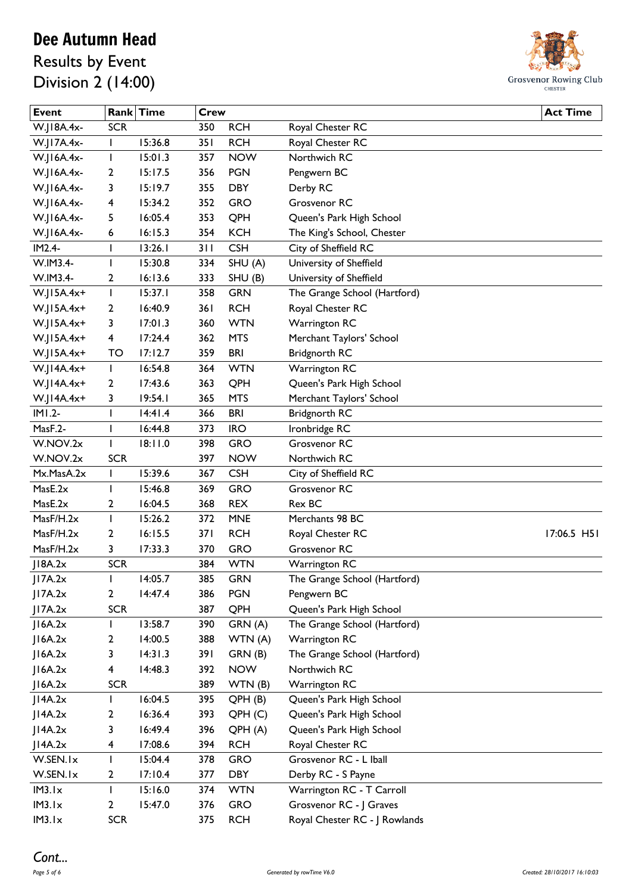# Dee Autumn Head

## Results by Event

## Division 2 (14:00)

Grosvenor Rowing Club CHESTER

| Event | Rank | Time | Crew | | | Act Time |
|---|---|---|---|---|---|---|
| W.J18A.4x- | SCR | | 350 | RCH | Royal Chester RC | |
| W.J17A.4x- | 1 | 15:36.8 | 351 | RCH | Royal Chester RC | |
| W.J16A.4x- | 1 | 15:01.3 | 357 | NOW | Northwich RC | |
| W.J16A.4x- | 2 | 15:17.5 | 356 | PGN | Pengwern BC | |
| W.J16A.4x- | 3 | 15:19.7 | 355 | DBY | Derby RC | |
| W.J16A.4x- | 4 | 15:34.2 | 352 | GRO | Grosvenor RC | |
| W.J16A.4x- | 5 | 16:05.4 | 353 | QPH | Queen's Park High School | |
| W.J16A.4x- | 6 | 16:15.3 | 354 | KCH | The King's School, Chester | |
| IM2.4- | 1 | 13:26.1 | 311 | CSH | City of Sheffield RC | |
| W.IM3.4- | 1 | 15:30.8 | 334 | SHU (A) | University of Sheffield | |
| W.IM3.4- | 2 | 16:13.6 | 333 | SHU (B) | University of Sheffield | |
| W.J15A.4x+ | 1 | 15:37.1 | 358 | GRN | The Grange School (Hartford) | |
| W.J15A.4x+ | 2 | 16:40.9 | 361 | RCH | Royal Chester RC | |
| W.J15A.4x+ | 3 | 17:01.3 | 360 | WTN | Warrington RC | |
| W.J15A.4x+ | 4 | 17:24.4 | 362 | MTS | Merchant Taylors' School | |
| W.J15A.4x+ | TO | 17:12.7 | 359 | BRI | Bridgnorth RC | |
| W.J14A.4x+ | 1 | 16:54.8 | 364 | WTN | Warrington RC | |
| W.J14A.4x+ | 2 | 17:43.6 | 363 | QPH | Queen's Park High School | |
| W.J14A.4x+ | 3 | 19:54.1 | 365 | MTS | Merchant Taylors' School | |
| IM1.2- | 1 | 14:41.4 | 366 | BRI | Bridgnorth RC | |
| MasF.2- | 1 | 16:44.8 | 373 | IRO | Ironbridge RC | |
| W.NOV.2x | 1 | 18:11.0 | 398 | GRO | Grosvenor RC | |
| W.NOV.2x | SCR | | 397 | NOW | Northwich RC | |
| Mx.MasA.2x | 1 | 15:39.6 | 367 | CSH | City of Sheffield RC | |
| MasE.2x | 1 | 15:46.8 | 369 | GRO | Grosvenor RC | |
| MasE.2x | 2 | 16:04.5 | 368 | REX | Rex BC | |
| MasF/H.2x | 1 | 15:26.2 | 372 | MNE | Merchants 98 BC | |
| MasF/H.2x | 2 | 16:15.5 | 371 | RCH | Royal Chester RC | 17:06.5 H51 |
| MasF/H.2x | 3 | 17:33.3 | 370 | GRO | Grosvenor RC | |
| J18A.2x | SCR | | 384 | WTN | Warrington RC | |
| J17A.2x | 1 | 14:05.7 | 385 | GRN | The Grange School (Hartford) | |
| J17A.2x | 2 | 14:47.4 | 386 | PGN | Pengwern BC | |
| J17A.2x | SCR | | 387 | QPH | Queen's Park High School | |
| J16A.2x | 1 | 13:58.7 | 390 | GRN (A) | The Grange School (Hartford) | |
| J16A.2x | 2 | 14:00.5 | 388 | WTN (A) | Warrington RC | |
| J16A.2x | 3 | 14:31.3 | 391 | GRN (B) | The Grange School (Hartford) | |
| J16A.2x | 4 | 14:48.3 | 392 | NOW | Northwich RC | |
| J16A.2x | SCR | | 389 | WTN (B) | Warrington RC | |
| J14A.2x | 1 | 16:04.5 | 395 | QPH (B) | Queen's Park High School | |
| J14A.2x | 2 | 16:36.4 | 393 | QPH (C) | Queen's Park High School | |
| J14A.2x | 3 | 16:49.4 | 396 | QPH (A) | Queen's Park High School | |
| J14A.2x | 4 | 17:08.6 | 394 | RCH | Royal Chester RC | |
| W.SEN.1x | 1 | 15:04.4 | 378 | GRO | Grosvenor RC - L Iball | |
| W.SEN.1x | 2 | 17:10.4 | 377 | DBY | Derby RC - S Payne | |
| IM3.1x | 1 | 15:16.0 | 374 | WTN | Warrington RC - T Carroll | |
| IM3.1x | 2 | 15:47.0 | 376 | GRO | Grosvenor RC - J Graves | |
| IM3.1x | SCR | | 375 | RCH | Royal Chester RC - J Rowlands | |

*Cont...*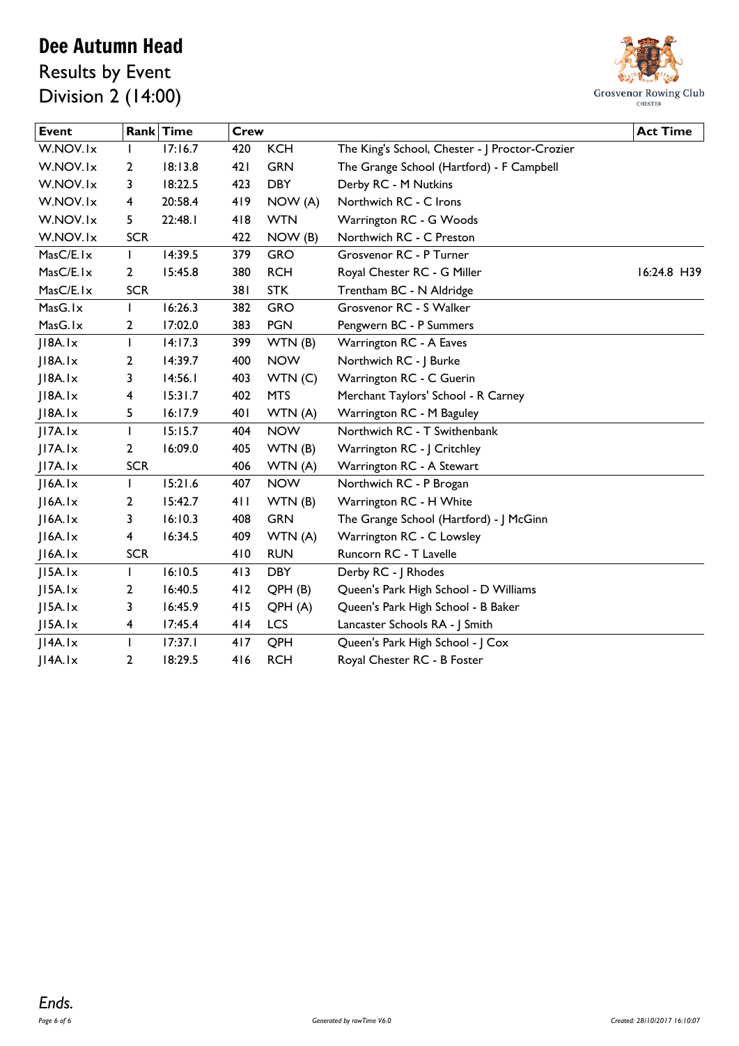# Dee Autumn Head

Results by Event

Division 2 (14:00)

| Event | Rank | Time | Crew | | | Act Time |
|---|---|---|---|---|---|---|
| W.NOV.1x | 1 | 17:16.7 | 420 | KCH | The King's School, Chester - J Proctor-Crozier | |
| W.NOV.1x | 2 | 18:13.8 | 421 | GRN | The Grange School (Hartford) - F Campbell | |
| W.NOV.1x | 3 | 18:22.5 | 423 | DBY | Derby RC - M Nutkins | |
| W.NOV.1x | 4 | 20:58.4 | 419 | NOW (A) | Northwich RC - C Irons | |
| W.NOV.1x | 5 | 22:48.1 | 418 | WTN | Warrington RC - G Woods | |
| W.NOV.1x | SCR | | 422 | NOW (B) | Northwich RC - C Preston | |
| MasC/E.1x | 1 | 14:39.5 | 379 | GRO | Grosvenor RC - P Turner | |
| MasC/E.1x | 2 | 15:45.8 | 380 | RCH | Royal Chester RC - G Miller | 16:24.8 H39 |
| MasC/E.1x | SCR | | 381 | STK | Trentham BC - N Aldridge | |
| MasG.1x | 1 | 16:26.3 | 382 | GRO | Grosvenor RC - S Walker | |
| MasG.1x | 2 | 17:02.0 | 383 | PGN | Pengwern BC - P Summers | |
| J18A.1x | 1 | 14:17.3 | 399 | WTN (B) | Warrington RC - A Eaves | |
| J18A.1x | 2 | 14:39.7 | 400 | NOW | Northwich RC - J Burke | |
| J18A.1x | 3 | 14:56.1 | 403 | WTN (C) | Warrington RC - C Guerin | |
| J18A.1x | 4 | 15:31.7 | 402 | MTS | Merchant Taylors' School - R Carney | |
| J18A.1x | 5 | 16:17.9 | 401 | WTN (A) | Warrington RC - M Baguley | |
| J17A.1x | 1 | 15:15.7 | 404 | NOW | Northwich RC - T Swithenbank | |
| J17A.1x | 2 | 16:09.0 | 405 | WTN (B) | Warrington RC - J Critchley | |
| J17A.1x | SCR | | 406 | WTN (A) | Warrington RC - A Stewart | |
| J16A.1x | 1 | 15:21.6 | 407 | NOW | Northwich RC - P Brogan | |
| J16A.1x | 2 | 15:42.7 | 411 | WTN (B) | Warrington RC - H White | |
| J16A.1x | 3 | 16:10.3 | 408 | GRN | The Grange School (Hartford) - J McGinn | |
| J16A.1x | 4 | 16:34.5 | 409 | WTN (A) | Warrington RC - C Lowsley | |
| J16A.1x | SCR | | 410 | RUN | Runcorn RC - T Lavelle | |
| J15A.1x | 1 | 16:10.5 | 413 | DBY | Derby RC - J Rhodes | |
| J15A.1x | 2 | 16:40.5 | 412 | QPH (B) | Queen's Park High School - D Williams | |
| J15A.1x | 3 | 16:45.9 | 415 | QPH (A) | Queen's Park High School - B Baker | |
| J15A.1x | 4 | 17:45.4 | 414 | LCS | Lancaster Schools RA - J Smith | |
| J14A.1x | 1 | 17:37.1 | 417 | QPH | Queen's Park High School - J Cox | |
| J14A.1x | 2 | 18:29.5 | 416 | RCH | Royal Chester RC - B Foster | |

*Ends.*